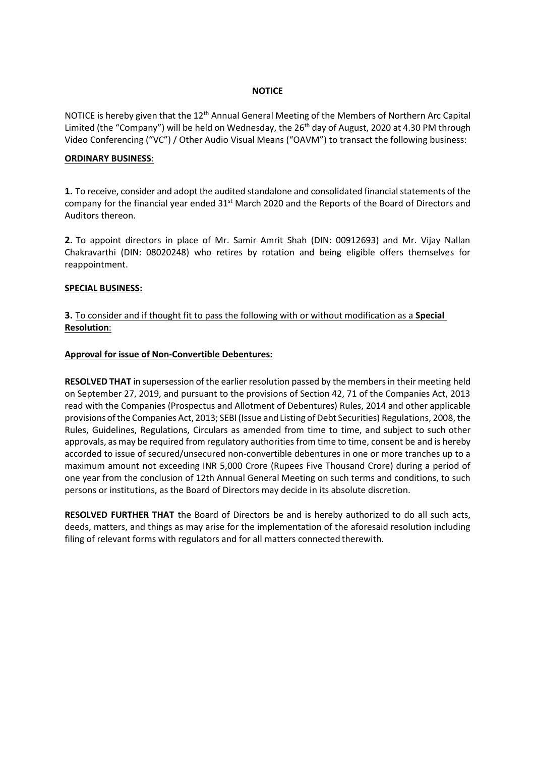# NOTICE

NOTICE is hereby given that the 12th Annual General Meeting of the Members of Northern Arc Capital Limited (the "Company") will be held on Wednesday, the 26th day of August, 2020 at 4.30 PM through Video Conferencing ("VC") / Other Audio Visual Means ("OAVM") to transact the following business:

**ORDINARY BUSINESS**:

**1.** To receive, consider and adopt the audited standalone and consolidated financial statements of the company for the financial year ended 31st March 2020 and the Reports of the Board of Directors and Auditors thereon.

**2.** To appoint directors in place of Mr. Samir Amrit Shah (DIN: 00912693) and Mr. Vijay Nallan Chakravarthi (DIN: 08020248) who retires by rotation and being eligible offers themselves for reappointment.

**SPECIAL BUSINESS:**

**3.** To consider and if thought fit to pass the following with or without modification as a **Special Resolution**:

**Approval for issue of Non-Convertible Debentures:**

**RESOLVED THAT** in supersession of the earlier resolution passed by the members in their meeting held on September 27, 2019, and pursuant to the provisions of Section 42, 71 of the Companies Act, 2013 read with the Companies (Prospectus and Allotment of Debentures) Rules, 2014 and other applicable provisions of the Companies Act, 2013; SEBI (Issue and Listing of Debt Securities) Regulations, 2008, the Rules, Guidelines, Regulations, Circulars as amended from time to time, and subject to such other approvals, as may be required from regulatory authorities from time to time, consent be and is hereby accorded to issue of secured/unsecured non-convertible debentures in one or more tranches up to a maximum amount not exceeding INR 5,000 Crore (Rupees Five Thousand Crore) during a period of one year from the conclusion of 12th Annual General Meeting on such terms and conditions, to such persons or institutions, as the Board of Directors may decide in its absolute discretion.

**RESOLVED FURTHER THAT** the Board of Directors be and is hereby authorized to do all such acts, deeds, matters, and things as may arise for the implementation of the aforesaid resolution including filing of relevant forms with regulators and for all matters connected therewith.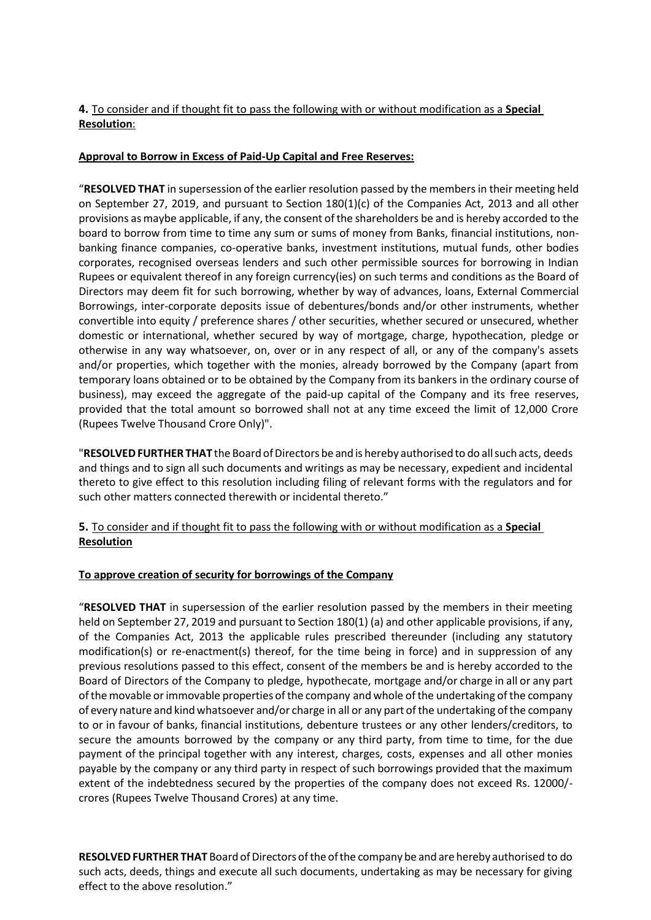**4.** <u>To consider and if thought fit to pass the following with or without modification as a **Special Resolution**:</u>

**<u>Approval to Borrow in Excess of Paid-Up Capital and Free Reserves:</u>**

"**RESOLVED THAT** in supersession of the earlier resolution passed by the members in their meeting held on September 27, 2019, and pursuant to Section 180(1)(c) of the Companies Act, 2013 and all other provisions as maybe applicable, if any, the consent of the shareholders be and is hereby accorded to the board to borrow from time to time any sum or sums of money from Banks, financial institutions, non-banking finance companies, co-operative banks, investment institutions, mutual funds, other bodies corporates, recognised overseas lenders and such other permissible sources for borrowing in Indian Rupees or equivalent thereof in any foreign currency(ies) on such terms and conditions as the Board of Directors may deem fit for such borrowing, whether by way of advances, loans, External Commercial Borrowings, inter-corporate deposits issue of debentures/bonds and/or other instruments, whether convertible into equity / preference shares / other securities, whether secured or unsecured, whether domestic or international, whether secured by way of mortgage, charge, hypothecation, pledge or otherwise in any way whatsoever, on, over or in any respect of all, or any of the company's assets and/or properties, which together with the monies, already borrowed by the Company (apart from temporary loans obtained or to be obtained by the Company from its bankers in the ordinary course of business), may exceed the aggregate of the paid-up capital of the Company and its free reserves, provided that the total amount so borrowed shall not at any time exceed the limit of 12,000 Crore (Rupees Twelve Thousand Crore Only)".

"**RESOLVED FURTHER THAT** the Board of Directors be and is hereby authorised to do all such acts, deeds and things and to sign all such documents and writings as may be necessary, expedient and incidental thereto to give effect to this resolution including filing of relevant forms with the regulators and for such other matters connected therewith or incidental thereto."

**5.** <u>To consider and if thought fit to pass the following with or without modification as a **Special Resolution**</u>

**<u>To approve creation of security for borrowings of the Company</u>**

"**RESOLVED THAT** in supersession of the earlier resolution passed by the members in their meeting held on September 27, 2019 and pursuant to Section 180(1) (a) and other applicable provisions, if any, of the Companies Act, 2013 the applicable rules prescribed thereunder (including any statutory modification(s) or re-enactment(s) thereof, for the time being in force) and in suppression of any previous resolutions passed to this effect, consent of the members be and is hereby accorded to the Board of Directors of the Company to pledge, hypothecate, mortgage and/or charge in all or any part of the movable or immovable properties of the company and whole of the undertaking of the company of every nature and kind whatsoever and/or charge in all or any part of the undertaking of the company to or in favour of banks, financial institutions, debenture trustees or any other lenders/creditors, to secure the amounts borrowed by the company or any third party, from time to time, for the due payment of the principal together with any interest, charges, costs, expenses and all other monies payable by the company or any third party in respect of such borrowings provided that the maximum extent of the indebtedness secured by the properties of the company does not exceed Rs. 12000/- crores (Rupees Twelve Thousand Crores) at any time.

**RESOLVED FURTHER THAT** Board of Directors of the of the company be and are hereby authorised to do such acts, deeds, things and execute all such documents, undertaking as may be necessary for giving effect to the above resolution."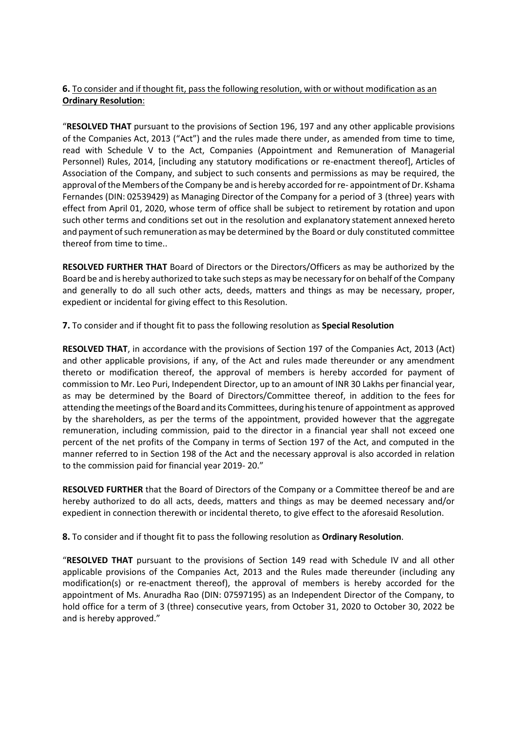**6.** <u>To consider and if thought fit, pass the following resolution, with or without modification as an **Ordinary Resolution**</u>:

"**RESOLVED THAT** pursuant to the provisions of Section 196, 197 and any other applicable provisions of the Companies Act, 2013 ("Act") and the rules made there under, as amended from time to time, read with Schedule V to the Act, Companies (Appointment and Remuneration of Managerial Personnel) Rules, 2014, [including any statutory modifications or re-enactment thereof], Articles of Association of the Company, and subject to such consents and permissions as may be required, the approval of the Members of the Company be and is hereby accorded for re- appointment of Dr. Kshama Fernandes (DIN: 02539429) as Managing Director of the Company for a period of 3 (three) years with effect from April 01, 2020, whose term of office shall be subject to retirement by rotation and upon such other terms and conditions set out in the resolution and explanatory statement annexed hereto and payment of such remuneration as may be determined by the Board or duly constituted committee thereof from time to time..

**RESOLVED FURTHER THAT** Board of Directors or the Directors/Officers as may be authorized by the Board be and is hereby authorized to take such steps as may be necessary for on behalf of the Company and generally to do all such other acts, deeds, matters and things as may be necessary, proper, expedient or incidental for giving effect to this Resolution.

**7.** To consider and if thought fit to pass the following resolution as **Special Resolution**

**RESOLVED THAT**, in accordance with the provisions of Section 197 of the Companies Act, 2013 (Act) and other applicable provisions, if any, of the Act and rules made thereunder or any amendment thereto or modification thereof, the approval of members is hereby accorded for payment of commission to Mr. Leo Puri, Independent Director, up to an amount of INR 30 Lakhs per financial year, as may be determined by the Board of Directors/Committee thereof, in addition to the fees for attending the meetings of the Board and its Committees, during his tenure of appointment as approved by the shareholders, as per the terms of the appointment, provided however that the aggregate remuneration, including commission, paid to the director in a financial year shall not exceed one percent of the net profits of the Company in terms of Section 197 of the Act, and computed in the manner referred to in Section 198 of the Act and the necessary approval is also accorded in relation to the commission paid for financial year 2019- 20."

**RESOLVED FURTHER** that the Board of Directors of the Company or a Committee thereof be and are hereby authorized to do all acts, deeds, matters and things as may be deemed necessary and/or expedient in connection therewith or incidental thereto, to give effect to the aforesaid Resolution.

**8.** To consider and if thought fit to pass the following resolution as **Ordinary Resolution**.

"**RESOLVED THAT** pursuant to the provisions of Section 149 read with Schedule IV and all other applicable provisions of the Companies Act, 2013 and the Rules made thereunder (including any modification(s) or re-enactment thereof), the approval of members is hereby accorded for the appointment of Ms. Anuradha Rao (DIN: 07597195) as an Independent Director of the Company, to hold office for a term of 3 (three) consecutive years, from October 31, 2020 to October 30, 2022 be and is hereby approved."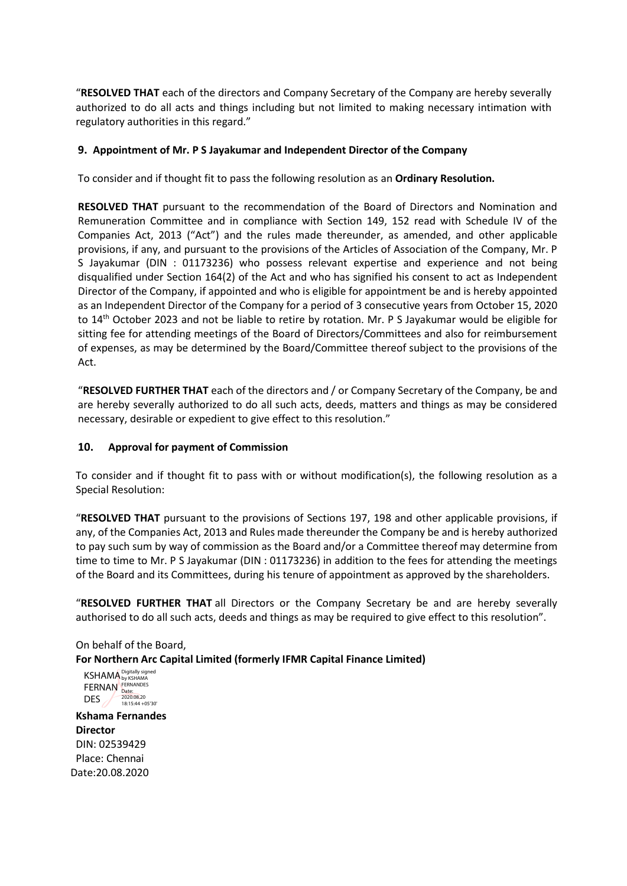"**RESOLVED THAT** each of the directors and Company Secretary of the Company are hereby severally authorized to do all acts and things including but not limited to making necessary intimation with regulatory authorities in this regard."

**9. Appointment of Mr. P S Jayakumar and Independent Director of the Company**

To consider and if thought fit to pass the following resolution as an **Ordinary Resolution.**

**RESOLVED THAT** pursuant to the recommendation of the Board of Directors and Nomination and Remuneration Committee and in compliance with Section 149, 152 read with Schedule IV of the Companies Act, 2013 ("Act") and the rules made thereunder, as amended, and other applicable provisions, if any, and pursuant to the provisions of the Articles of Association of the Company, Mr. P S Jayakumar (DIN : 01173236) who possess relevant expertise and experience and not being disqualified under Section 164(2) of the Act and who has signified his consent to act as Independent Director of the Company, if appointed and who is eligible for appointment be and is hereby appointed as an Independent Director of the Company for a period of 3 consecutive years from October 15, 2020 to 14th October 2023 and not be liable to retire by rotation. Mr. P S Jayakumar would be eligible for sitting fee for attending meetings of the Board of Directors/Committees and also for reimbursement of expenses, as may be determined by the Board/Committee thereof subject to the provisions of the Act.

"**RESOLVED FURTHER THAT** each of the directors and / or Company Secretary of the Company, be and are hereby severally authorized to do all such acts, deeds, matters and things as may be considered necessary, desirable or expedient to give effect to this resolution."

**10. Approval for payment of Commission**

To consider and if thought fit to pass with or without modification(s), the following resolution as a Special Resolution:

"**RESOLVED THAT** pursuant to the provisions of Sections 197, 198 and other applicable provisions, if any, of the Companies Act, 2013 and Rules made thereunder the Company be and is hereby authorized to pay such sum by way of commission as the Board and/or a Committee thereof may determine from time to time to Mr. P S Jayakumar (DIN : 01173236) in addition to the fees for attending the meetings of the Board and its Committees, during his tenure of appointment as approved by the shareholders.

"**RESOLVED FURTHER THAT** all Directors or the Company Secretary be and are hereby severally authorised to do all such acts, deeds and things as may be required to give effect to this resolution".

On behalf of the Board,
**For Northern Arc Capital Limited (formerly IFMR Capital Finance Limited)**

KSHAMA FERNANDES
Digitally signed by KSHAMA FERNANDES
Date: 2020.08.20 18:15:44 +05'30'

**Kshama Fernandes**
**Director**
DIN: 02539429
Place: Chennai
Date:20.08.2020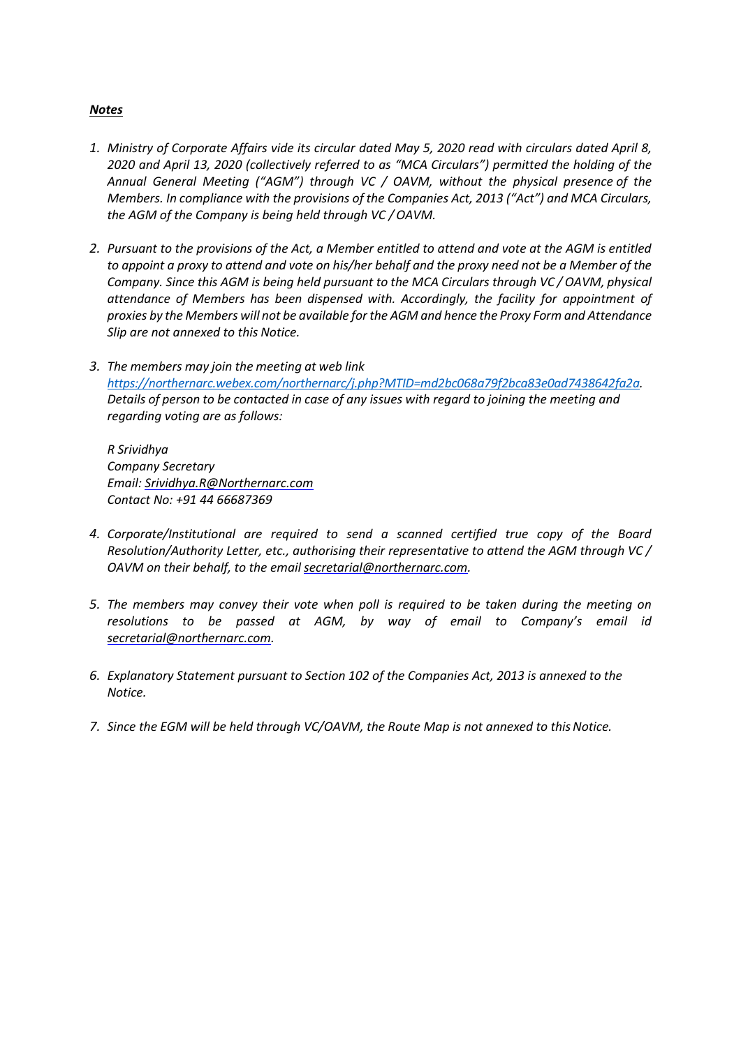***Notes***

1. *Ministry of Corporate Affairs vide its circular dated May 5, 2020 read with circulars dated April 8, 2020 and April 13, 2020 (collectively referred to as "MCA Circulars") permitted the holding of the Annual General Meeting ("AGM") through VC / OAVM, without the physical presence of the Members. In compliance with the provisions of the Companies Act, 2013 ("Act") and MCA Circulars, the AGM of the Company is being held through VC / OAVM.*

2. *Pursuant to the provisions of the Act, a Member entitled to attend and vote at the AGM is entitled to appoint a proxy to attend and vote on his/her behalf and the proxy need not be a Member of the Company. Since this AGM is being held pursuant to the MCA Circulars through VC / OAVM, physical attendance of Members has been dispensed with. Accordingly, the facility for appointment of proxies by the Members will not be available for the AGM and hence the Proxy Form and Attendance Slip are not annexed to this Notice.*

3. *The members may join the meeting at web link https://northernarc.webex.com/northernarc/j.php?MTID=md2bc068a79f2bca83e0ad7438642fa2a. Details of person to be contacted in case of any issues with regard to joining the meeting and regarding voting are as follows:*

   *R Srividhya*
   *Company Secretary*
   *Email: Srividhya.R@Northernarc.com*
   *Contact No: +91 44 66687369*

4. *Corporate/Institutional are required to send a scanned certified true copy of the Board Resolution/Authority Letter, etc., authorising their representative to attend the AGM through VC / OAVM on their behalf, to the email secretarial@northernarc.com.*

5. *The members may convey their vote when poll is required to be taken during the meeting on resolutions to be passed at AGM, by way of email to Company's email id secretarial@northernarc.com.*

6. *Explanatory Statement pursuant to Section 102 of the Companies Act, 2013 is annexed to the Notice.*

7. *Since the EGM will be held through VC/OAVM, the Route Map is not annexed to this Notice.*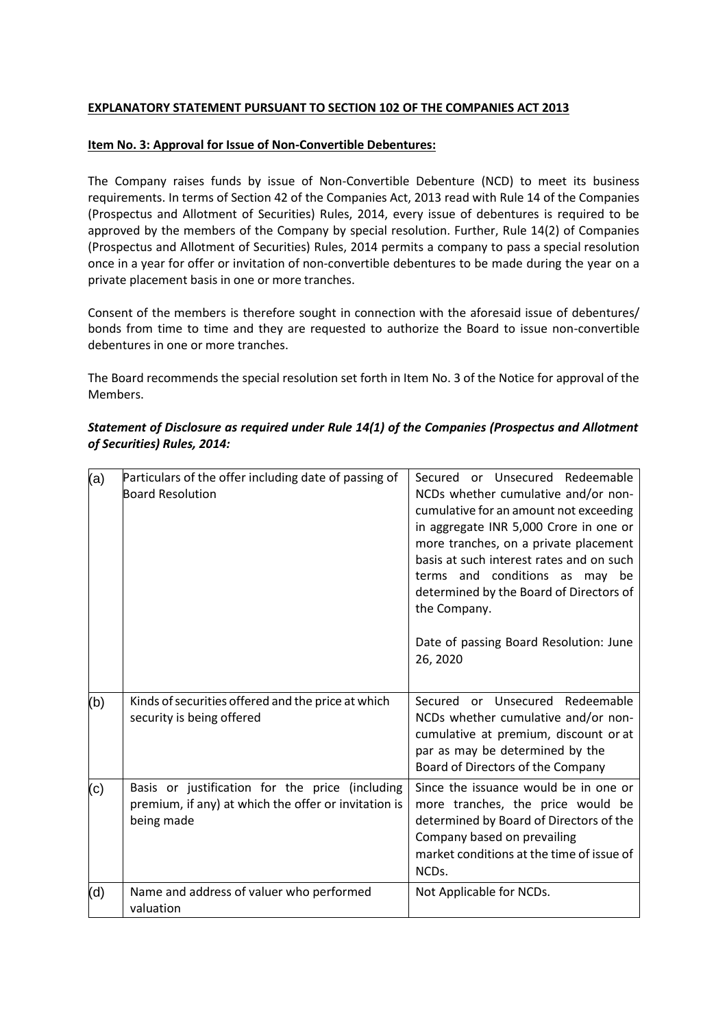**EXPLANATORY STATEMENT PURSUANT TO SECTION 102 OF THE COMPANIES ACT 2013**

**Item No. 3: Approval for Issue of Non-Convertible Debentures:**

The Company raises funds by issue of Non-Convertible Debenture (NCD) to meet its business requirements. In terms of Section 42 of the Companies Act, 2013 read with Rule 14 of the Companies (Prospectus and Allotment of Securities) Rules, 2014, every issue of debentures is required to be approved by the members of the Company by special resolution. Further, Rule 14(2) of Companies (Prospectus and Allotment of Securities) Rules, 2014 permits a company to pass a special resolution once in a year for offer or invitation of non-convertible debentures to be made during the year on a private placement basis in one or more tranches.

Consent of the members is therefore sought in connection with the aforesaid issue of debentures/ bonds from time to time and they are requested to authorize the Board to issue non-convertible debentures in one or more tranches.

The Board recommends the special resolution set forth in Item No. 3 of the Notice for approval of the Members.

***Statement of Disclosure as required under Rule 14(1) of the Companies (Prospectus and Allotment of Securities) Rules, 2014:***

| | | |
|---|---|---|
| (a) | Particulars of the offer including date of passing of Board Resolution | Secured or Unsecured Redeemable NCDs whether cumulative and/or non-cumulative for an amount not exceeding in aggregate INR 5,000 Crore in one or more tranches, on a private placement basis at such interest rates and on such terms and conditions as may be determined by the Board of Directors of the Company.<br><br>Date of passing Board Resolution: June 26, 2020 |
| (b) | Kinds of securities offered and the price at which security is being offered | Secured or Unsecured Redeemable NCDs whether cumulative and/or non-cumulative at premium, discount or at par as may be determined by the Board of Directors of the Company |
| (c) | Basis or justification for the price (including premium, if any) at which the offer or invitation is being made | Since the issuance would be in one or more tranches, the price would be determined by Board of Directors of the Company based on prevailing market conditions at the time of issue of NCDs. |
| (d) | Name and address of valuer who performed valuation | Not Applicable for NCDs. |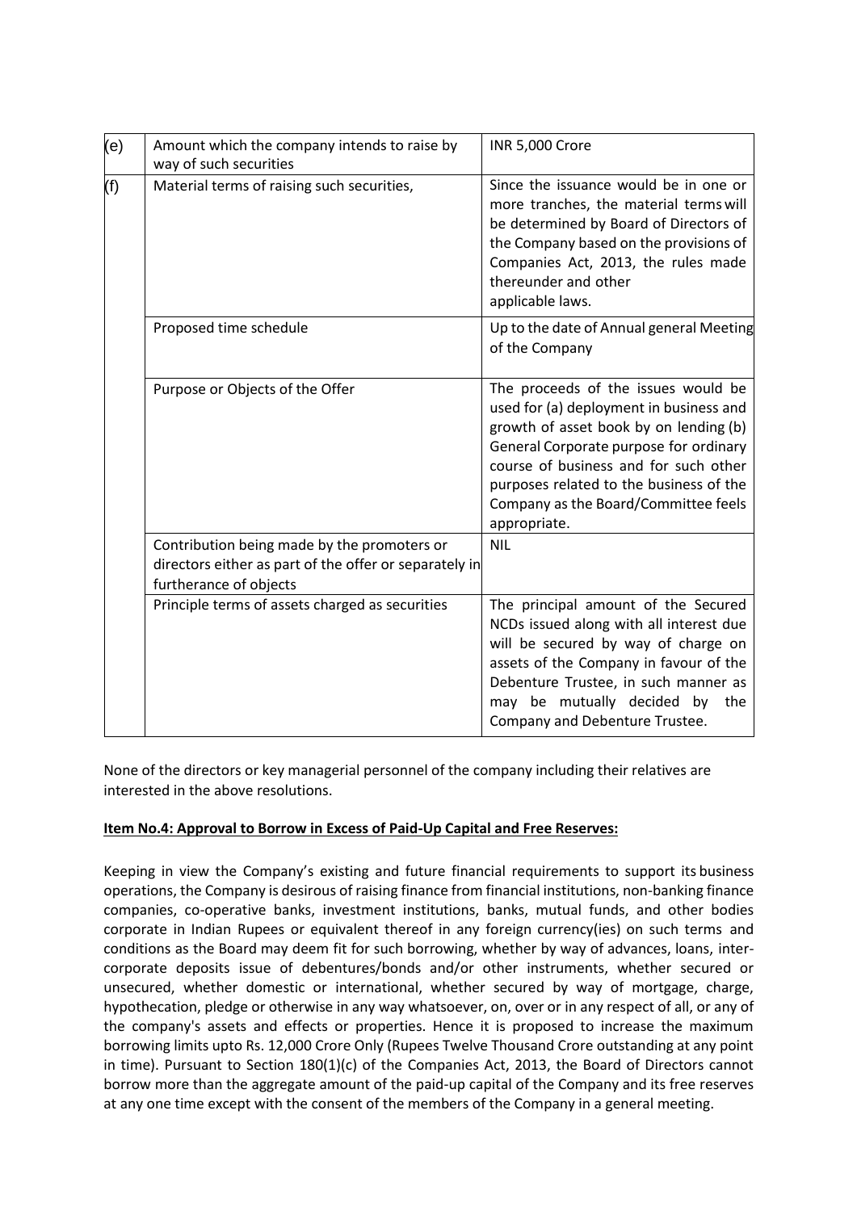| | | |
|---|---|---|
| (e) | Amount which the company intends to raise by way of such securities | INR 5,000 Crore |
| (f) | Material terms of raising such securities, | Since the issuance would be in one or more tranches, the material terms will be determined by Board of Directors of the Company based on the provisions of Companies Act, 2013, the rules made thereunder and other applicable laws. |
| | Proposed time schedule | Up to the date of Annual general Meeting of the Company |
| | Purpose or Objects of the Offer | The proceeds of the issues would be used for (a) deployment in business and growth of asset book by on lending (b) General Corporate purpose for ordinary course of business and for such other purposes related to the business of the Company as the Board/Committee feels appropriate. |
| | Contribution being made by the promoters or directors either as part of the offer or separately in furtherance of objects | NIL |
| | Principle terms of assets charged as securities | The principal amount of the Secured NCDs issued along with all interest due will be secured by way of charge on assets of the Company in favour of the Debenture Trustee, in such manner as may be mutually decided by the Company and Debenture Trustee. |

None of the directors or key managerial personnel of the company including their relatives are interested in the above resolutions.

**Item No.4: Approval to Borrow in Excess of Paid-Up Capital and Free Reserves:**

Keeping in view the Company's existing and future financial requirements to support its business operations, the Company is desirous of raising finance from financial institutions, non-banking finance companies, co-operative banks, investment institutions, banks, mutual funds, and other bodies corporate in Indian Rupees or equivalent thereof in any foreign currency(ies) on such terms and conditions as the Board may deem fit for such borrowing, whether by way of advances, loans, inter-corporate deposits issue of debentures/bonds and/or other instruments, whether secured or unsecured, whether domestic or international, whether secured by way of mortgage, charge, hypothecation, pledge or otherwise in any way whatsoever, on, over or in any respect of all, or any of the company's assets and effects or properties. Hence it is proposed to increase the maximum borrowing limits upto Rs. 12,000 Crore Only (Rupees Twelve Thousand Crore outstanding at any point in time). Pursuant to Section 180(1)(c) of the Companies Act, 2013, the Board of Directors cannot borrow more than the aggregate amount of the paid-up capital of the Company and its free reserves at any one time except with the consent of the members of the Company in a general meeting.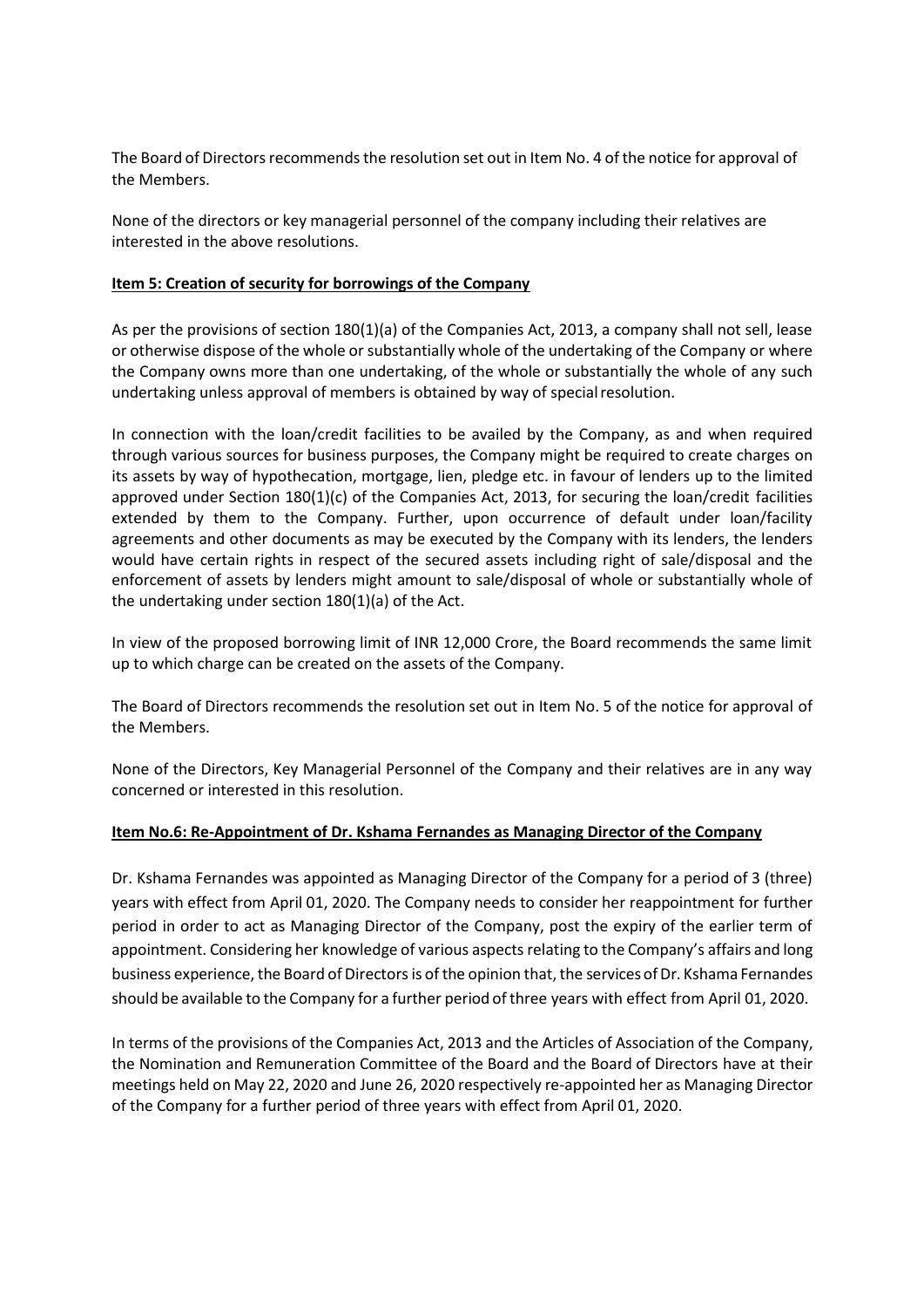The Board of Directors recommends the resolution set out in Item No. 4 of the notice for approval of the Members.

None of the directors or key managerial personnel of the company including their relatives are interested in the above resolutions.

**Item 5: Creation of security for borrowings of the Company**

As per the provisions of section 180(1)(a) of the Companies Act, 2013, a company shall not sell, lease or otherwise dispose of the whole or substantially whole of the undertaking of the Company or where the Company owns more than one undertaking, of the whole or substantially the whole of any such undertaking unless approval of members is obtained by way of special resolution.

In connection with the loan/credit facilities to be availed by the Company, as and when required through various sources for business purposes, the Company might be required to create charges on its assets by way of hypothecation, mortgage, lien, pledge etc. in favour of lenders up to the limited approved under Section 180(1)(c) of the Companies Act, 2013, for securing the loan/credit facilities extended by them to the Company. Further, upon occurrence of default under loan/facility agreements and other documents as may be executed by the Company with its lenders, the lenders would have certain rights in respect of the secured assets including right of sale/disposal and the enforcement of assets by lenders might amount to sale/disposal of whole or substantially whole of the undertaking under section 180(1)(a) of the Act.

In view of the proposed borrowing limit of INR 12,000 Crore, the Board recommends the same limit up to which charge can be created on the assets of the Company.

The Board of Directors recommends the resolution set out in Item No. 5 of the notice for approval of the Members.

None of the Directors, Key Managerial Personnel of the Company and their relatives are in any way concerned or interested in this resolution.

**Item No.6: Re-Appointment of Dr. Kshama Fernandes as Managing Director of the Company**

Dr. Kshama Fernandes was appointed as Managing Director of the Company for a period of 3 (three) years with effect from April 01, 2020. The Company needs to consider her reappointment for further period in order to act as Managing Director of the Company, post the expiry of the earlier term of appointment. Considering her knowledge of various aspects relating to the Company's affairs and long business experience, the Board of Directors is of the opinion that, the services of Dr. Kshama Fernandes should be available to the Company for a further period of three years with effect from April 01, 2020.

In terms of the provisions of the Companies Act, 2013 and the Articles of Association of the Company, the Nomination and Remuneration Committee of the Board and the Board of Directors have at their meetings held on May 22, 2020 and June 26, 2020 respectively re-appointed her as Managing Director of the Company for a further period of three years with effect from April 01, 2020.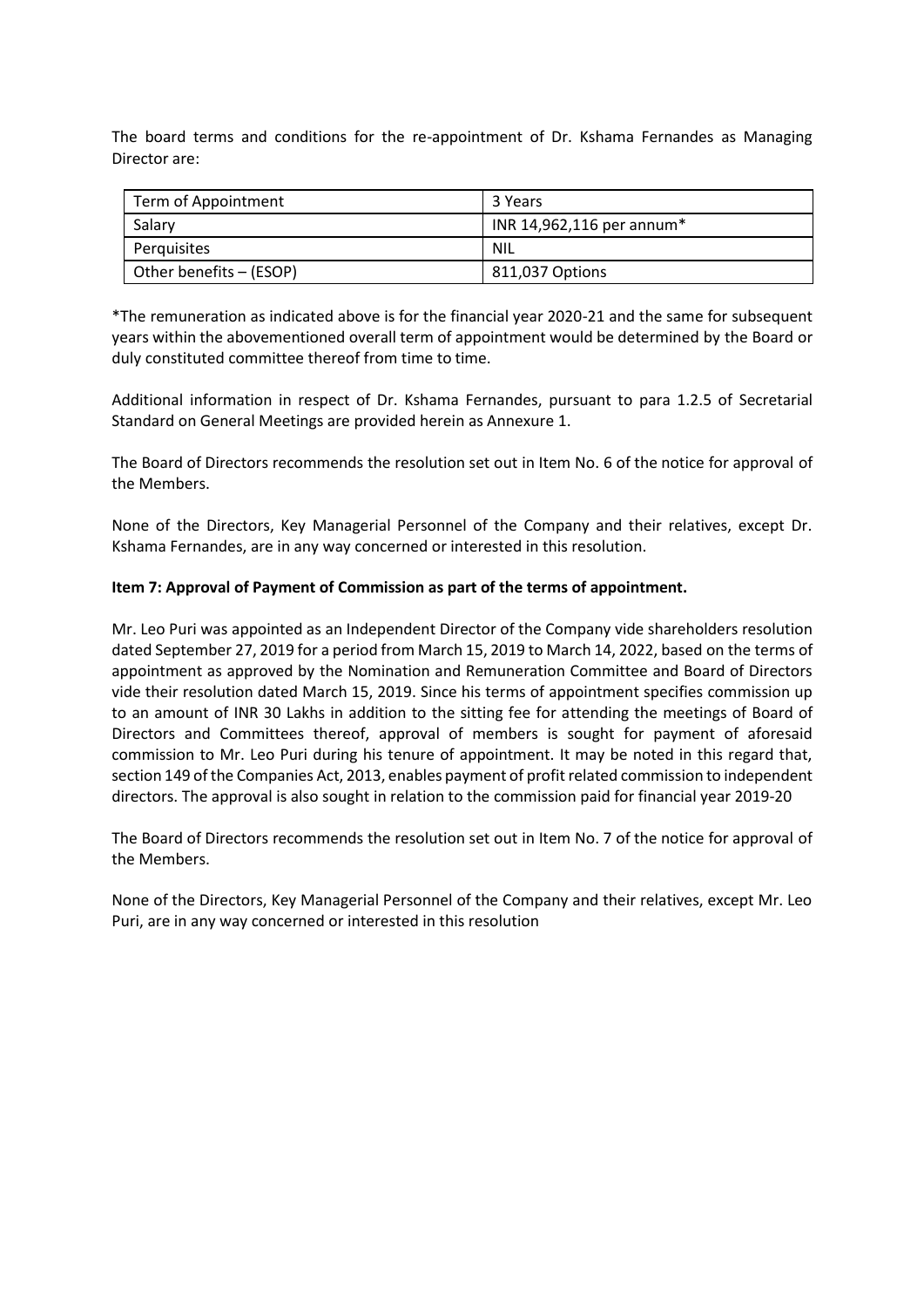The board terms and conditions for the re-appointment of Dr. Kshama Fernandes as Managing Director are:

| Term of Appointment | 3 Years |
| --- | --- |
| Salary | INR 14,962,116 per annum* |
| Perquisites | NIL |
| Other benefits – (ESOP) | 811,037 Options |

*The remuneration as indicated above is for the financial year 2020-21 and the same for subsequent years within the abovementioned overall term of appointment would be determined by the Board or duly constituted committee thereof from time to time.

Additional information in respect of Dr. Kshama Fernandes, pursuant to para 1.2.5 of Secretarial Standard on General Meetings are provided herein as Annexure 1.

The Board of Directors recommends the resolution set out in Item No. 6 of the notice for approval of the Members.

None of the Directors, Key Managerial Personnel of the Company and their relatives, except Dr. Kshama Fernandes, are in any way concerned or interested in this resolution.

**Item 7: Approval of Payment of Commission as part of the terms of appointment.**

Mr. Leo Puri was appointed as an Independent Director of the Company vide shareholders resolution dated September 27, 2019 for a period from March 15, 2019 to March 14, 2022, based on the terms of appointment as approved by the Nomination and Remuneration Committee and Board of Directors vide their resolution dated March 15, 2019. Since his terms of appointment specifies commission up to an amount of INR 30 Lakhs in addition to the sitting fee for attending the meetings of Board of Directors and Committees thereof, approval of members is sought for payment of aforesaid commission to Mr. Leo Puri during his tenure of appointment. It may be noted in this regard that, section 149 of the Companies Act, 2013, enables payment of profit related commission to independent directors. The approval is also sought in relation to the commission paid for financial year 2019-20

The Board of Directors recommends the resolution set out in Item No. 7 of the notice for approval of the Members.

None of the Directors, Key Managerial Personnel of the Company and their relatives, except Mr. Leo Puri, are in any way concerned or interested in this resolution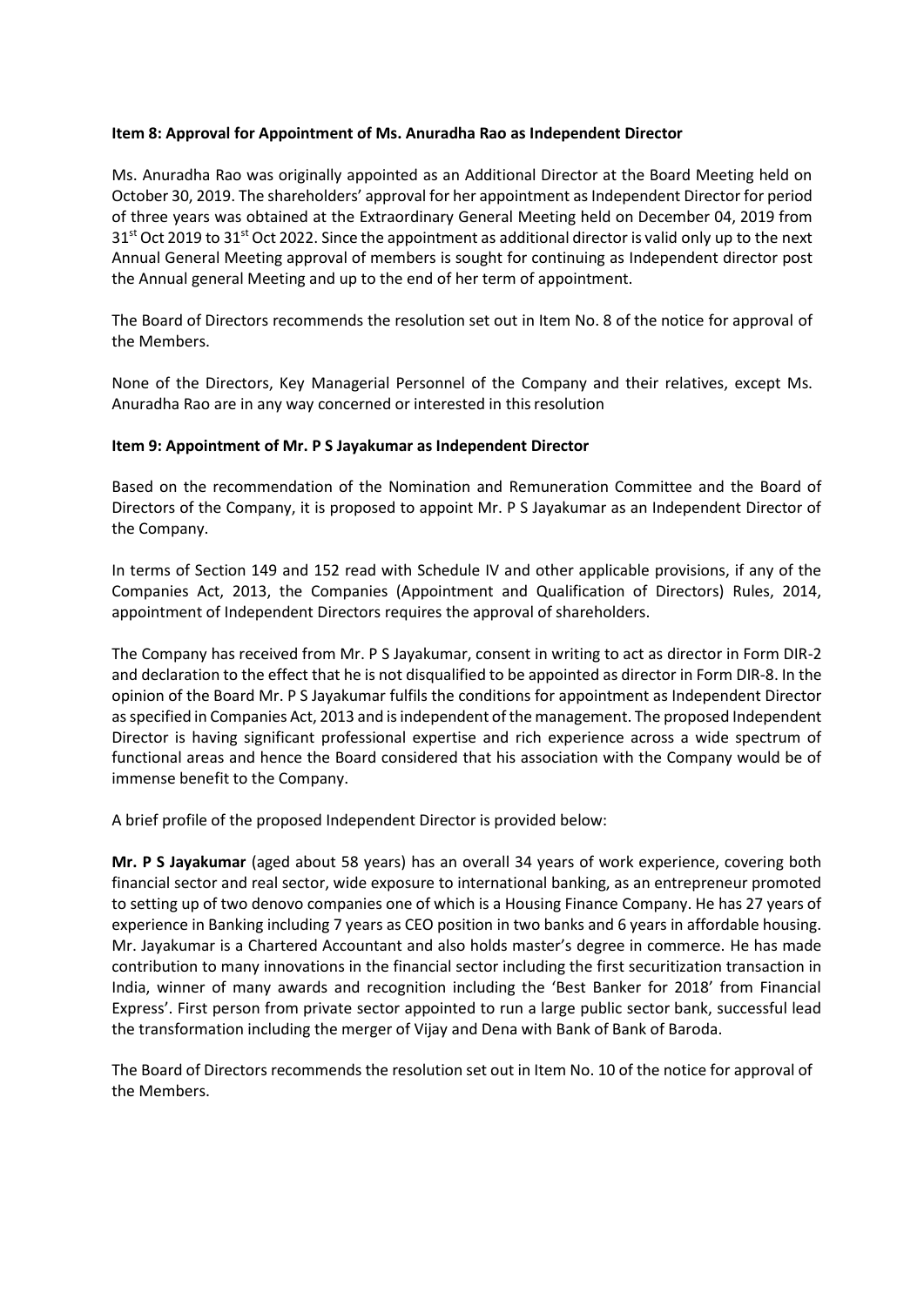**Item 8: Approval for Appointment of Ms. Anuradha Rao as Independent Director**

Ms. Anuradha Rao was originally appointed as an Additional Director at the Board Meeting held on October 30, 2019. The shareholders' approval for her appointment as Independent Director for period of three years was obtained at the Extraordinary General Meeting held on December 04, 2019 from 31st Oct 2019 to 31st Oct 2022. Since the appointment as additional director is valid only up to the next Annual General Meeting approval of members is sought for continuing as Independent director post the Annual general Meeting and up to the end of her term of appointment.

The Board of Directors recommends the resolution set out in Item No. 8 of the notice for approval of the Members.

None of the Directors, Key Managerial Personnel of the Company and their relatives, except Ms. Anuradha Rao are in any way concerned or interested in this resolution

**Item 9: Appointment of Mr. P S Jayakumar as Independent Director**

Based on the recommendation of the Nomination and Remuneration Committee and the Board of Directors of the Company, it is proposed to appoint Mr. P S Jayakumar as an Independent Director of the Company.

In terms of Section 149 and 152 read with Schedule IV and other applicable provisions, if any of the Companies Act, 2013, the Companies (Appointment and Qualification of Directors) Rules, 2014, appointment of Independent Directors requires the approval of shareholders.

The Company has received from Mr. P S Jayakumar, consent in writing to act as director in Form DIR-2 and declaration to the effect that he is not disqualified to be appointed as director in Form DIR-8. In the opinion of the Board Mr. P S Jayakumar fulfils the conditions for appointment as Independent Director as specified in Companies Act, 2013 and is independent of the management. The proposed Independent Director is having significant professional expertise and rich experience across a wide spectrum of functional areas and hence the Board considered that his association with the Company would be of immense benefit to the Company.

A brief profile of the proposed Independent Director is provided below:

**Mr. P S Jayakumar** (aged about 58 years) has an overall 34 years of work experience, covering both financial sector and real sector, wide exposure to international banking, as an entrepreneur promoted to setting up of two denovo companies one of which is a Housing Finance Company. He has 27 years of experience in Banking including 7 years as CEO position in two banks and 6 years in affordable housing. Mr. Jayakumar is a Chartered Accountant and also holds master's degree in commerce. He has made contribution to many innovations in the financial sector including the first securitization transaction in India, winner of many awards and recognition including the 'Best Banker for 2018' from Financial Express'. First person from private sector appointed to run a large public sector bank, successful lead the transformation including the merger of Vijay and Dena with Bank of Bank of Baroda.

The Board of Directors recommends the resolution set out in Item No. 10 of the notice for approval of the Members.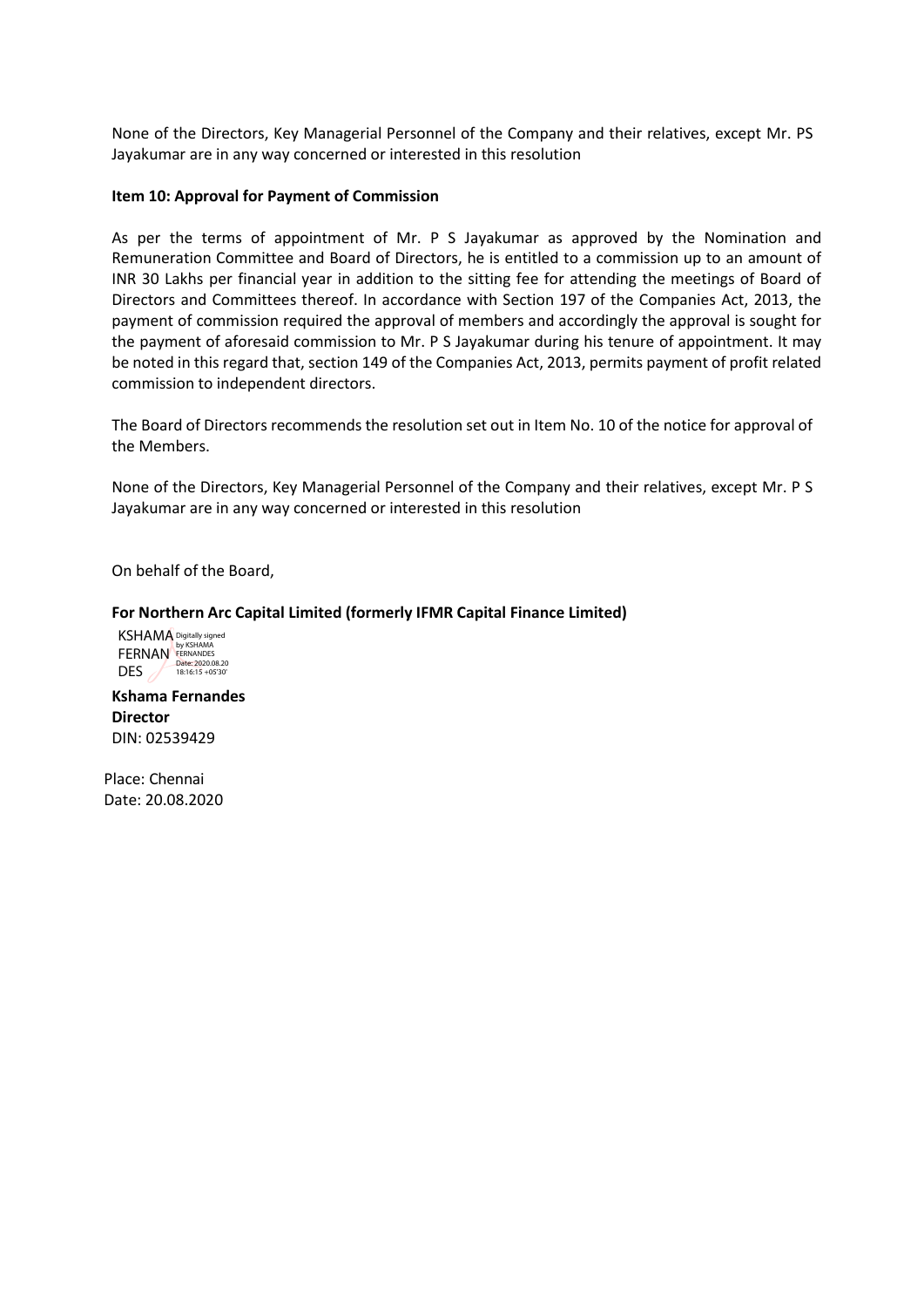None of the Directors, Key Managerial Personnel of the Company and their relatives, except Mr. PS Jayakumar are in any way concerned or interested in this resolution

**Item 10: Approval for Payment of Commission**

As per the terms of appointment of Mr. P S Jayakumar as approved by the Nomination and Remuneration Committee and Board of Directors, he is entitled to a commission up to an amount of INR 30 Lakhs per financial year in addition to the sitting fee for attending the meetings of Board of Directors and Committees thereof. In accordance with Section 197 of the Companies Act, 2013, the payment of commission required the approval of members and accordingly the approval is sought for the payment of aforesaid commission to Mr. P S Jayakumar during his tenure of appointment. It may be noted in this regard that, section 149 of the Companies Act, 2013, permits payment of profit related commission to independent directors.

The Board of Directors recommends the resolution set out in Item No. 10 of the notice for approval of the Members.

None of the Directors, Key Managerial Personnel of the Company and their relatives, except Mr. P S Jayakumar are in any way concerned or interested in this resolution

On behalf of the Board,

**For Northern Arc Capital Limited (formerly IFMR Capital Finance Limited)**

KSHAMA FERNANDES Digitally signed by KSHAMA FERNANDES Date: 2020.08.20 18:16:15 +05'30'

**Kshama Fernandes**
**Director**
DIN: 02539429

Place: Chennai
Date: 20.08.2020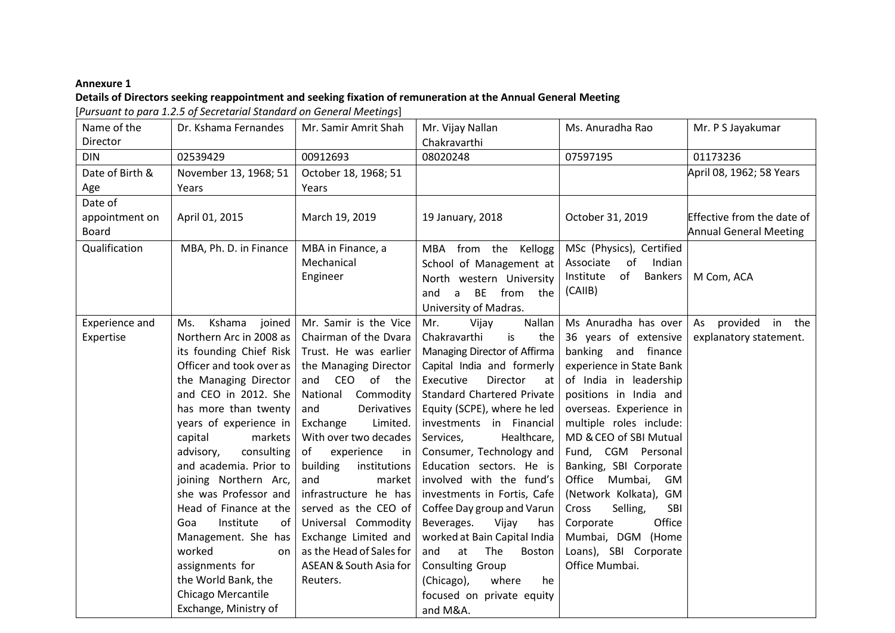**Annexure 1**

**Details of Directors seeking reappointment and seeking fixation of remuneration at the Annual General Meeting**

[*Pursuant to para 1.2.5 of Secretarial Standard on General Meetings*]

| Name of the Director | Dr. Kshama Fernandes | Mr. Samir Amrit Shah | Mr. Vijay Nallan Chakravarthi | Ms. Anuradha Rao | Mr. P S Jayakumar |
|---|---|---|---|---|---|
| DIN | 02539429 | 00912693 | 08020248 | 07597195 | 01173236 |
| Date of Birth & Age | November 13, 1968; 51 Years | October 18, 1968; 51 Years | | | April 08, 1962; 58 Years |
| Date of appointment on Board | April 01, 2015 | March 19, 2019 | 19 January, 2018 | October 31, 2019 | Effective from the date of Annual General Meeting |
| Qualification | MBA, Ph. D. in Finance | MBA in Finance, a Mechanical Engineer | MBA from the Kellogg School of Management at North western University and a BE from the University of Madras. | MSc (Physics), Certified Associate of Indian Institute of Bankers (CAIIB) | M Com, ACA |
| Experience and Expertise | Ms. Kshama joined Northern Arc in 2008 as its founding Chief Risk Officer and took over as the Managing Director and CEO in 2012. She has more than twenty years of experience in capital markets advisory, consulting and academia. Prior to joining Northern Arc, she was Professor and Head of Finance at the Goa Institute of Management. She has worked on assignments for the World Bank, the Chicago Mercantile Exchange, Ministry of | Mr. Samir is the Vice Chairman of the Dvara Trust. He was earlier the Managing Director and CEO of the National Commodity and Derivatives Exchange Limited. With over two decades of experience in building institutions and market infrastructure he has served as the CEO of Universal Commodity Exchange Limited and as the Head of Sales for ASEAN & South Asia for Reuters. | Mr. Vijay Nallan Chakravarthi is the Managing Director of Affirma Capital India and formerly Executive Director at Standard Chartered Private Equity (SCPE), where he led investments in Financial Services, Healthcare, Consumer, Technology and Education sectors. He is involved with the fund's investments in Fortis, Cafe Coffee Day group and Varun Beverages. Vijay has worked at Bain Capital India and at The Boston Consulting Group (Chicago), where he focused on private equity and M&A. | Ms Anuradha has over 36 years of extensive banking and finance experience in State Bank of India in leadership positions in India and overseas. Experience in multiple roles include: MD & CEO of SBI Mutual Fund, CGM Personal Banking, SBI Corporate Office Mumbai, GM (Network Kolkata), GM Cross Selling, SBI Corporate Office Mumbai, DGM (Home Loans), SBI Corporate Office Mumbai. | As provided in the explanatory statement. |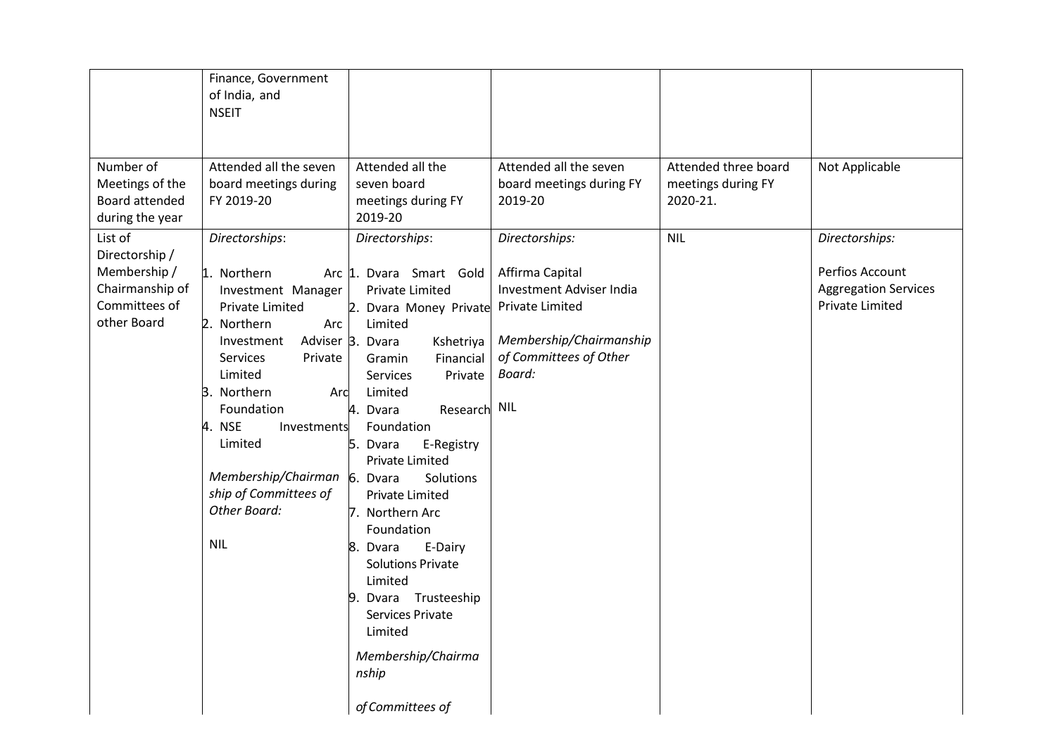| | | | | | |
|---|---|---|---|---|---|
| | Finance, Government of India, and NSEIT | | | | |
| Number of Meetings of the Board attended during the year | Attended all the seven board meetings during FY 2019-20 | Attended all the seven board meetings during FY 2019-20 | Attended all the seven board meetings during FY 2019-20 | Attended three board meetings during FY 2020-21. | Not Applicable |
| List of Directorship / Membership / Chairmanship of Committees of other Board | *Directorships*:<br><br>1. Northern Arc Investment Manager Private Limited<br>2. Northern Arc Investment Adviser Services Private Limited<br>3. Northern Arc Foundation<br>4. NSE Investments Limited<br><br>*Membership/Chairmanship of Committees of Other Board:*<br><br>NIL | *Directorships*:<br><br>1. Dvara Smart Gold Private Limited<br>2. Dvara Money Private Limited<br>3. Dvara Kshetriya Gramin Financial Services Private Limited<br>4. Dvara Research Foundation<br>5. Dvara E-Registry Private Limited<br>6. Dvara Solutions Private Limited<br>7. Northern Arc Foundation<br>8. Dvara E-Dairy Solutions Private Limited<br>9. Dvara Trusteeship Services Private Limited<br><br>*Membership/Chairmanship of Committees of* | *Directorships:*<br><br>Affirma Capital Investment Adviser India Private Limited<br><br>*Membership/Chairmanship of Committees of Other Board:*<br><br>NIL | NIL | *Directorships:*<br><br>Perfios Account Aggregation Services Private Limited |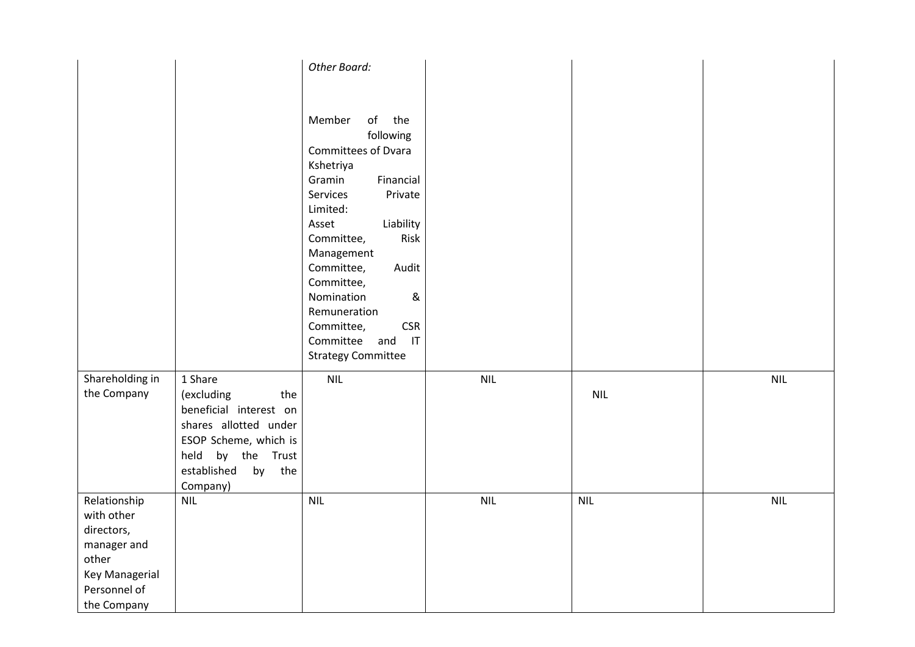| | | | | | |
|---|---|---|---|---|---|
| | | *Other Board:* Member of the following Committees of Dvara Kshetriya Gramin Financial Services Private Limited: Asset Liability Committee, Risk Management Committee, Audit Committee, Nomination & Remuneration Committee, CSR Committee and IT Strategy Committee | | | |
| Shareholding in the Company | 1 Share (excluding the beneficial interest on shares allotted under ESOP Scheme, which is held by the Trust established by the Company) | NIL | NIL | NIL | NIL |
| Relationship with other directors, manager and other Key Managerial Personnel of the Company | NIL | NIL | NIL | NIL | NIL |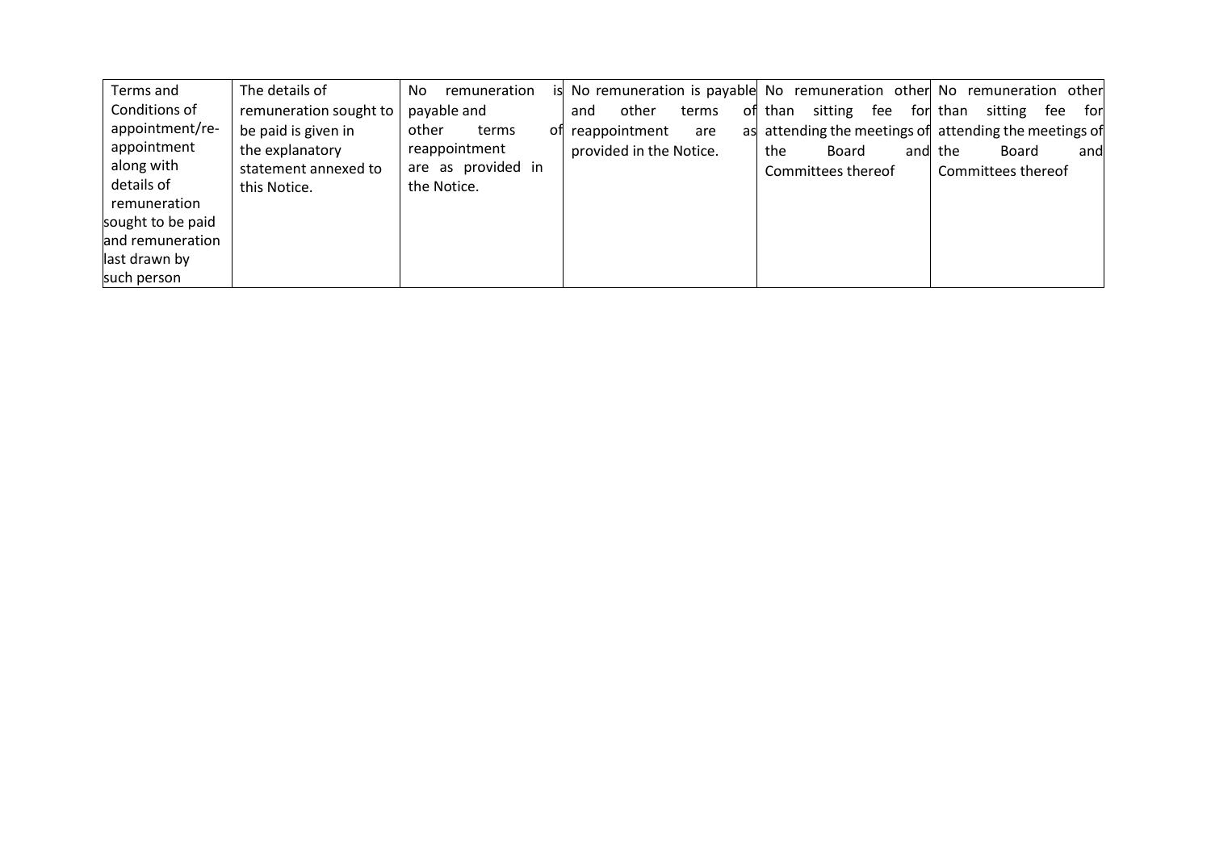| | | | | | |
|---|---|---|---|---|---|
| Terms and Conditions of appointment/re-appointment along with details of remuneration sought to be paid and remuneration last drawn by such person | The details of remuneration sought to be paid is given in the explanatory statement annexed to this Notice. | No remuneration is payable and other terms of reappointment are as provided in the Notice. | No remuneration is payable and other terms of reappointment are as provided in the Notice. | No remuneration other than sitting fee for attending the meetings of the Board and Committees thereof | No remuneration other than sitting fee for attending the meetings of the Board and Committees thereof |